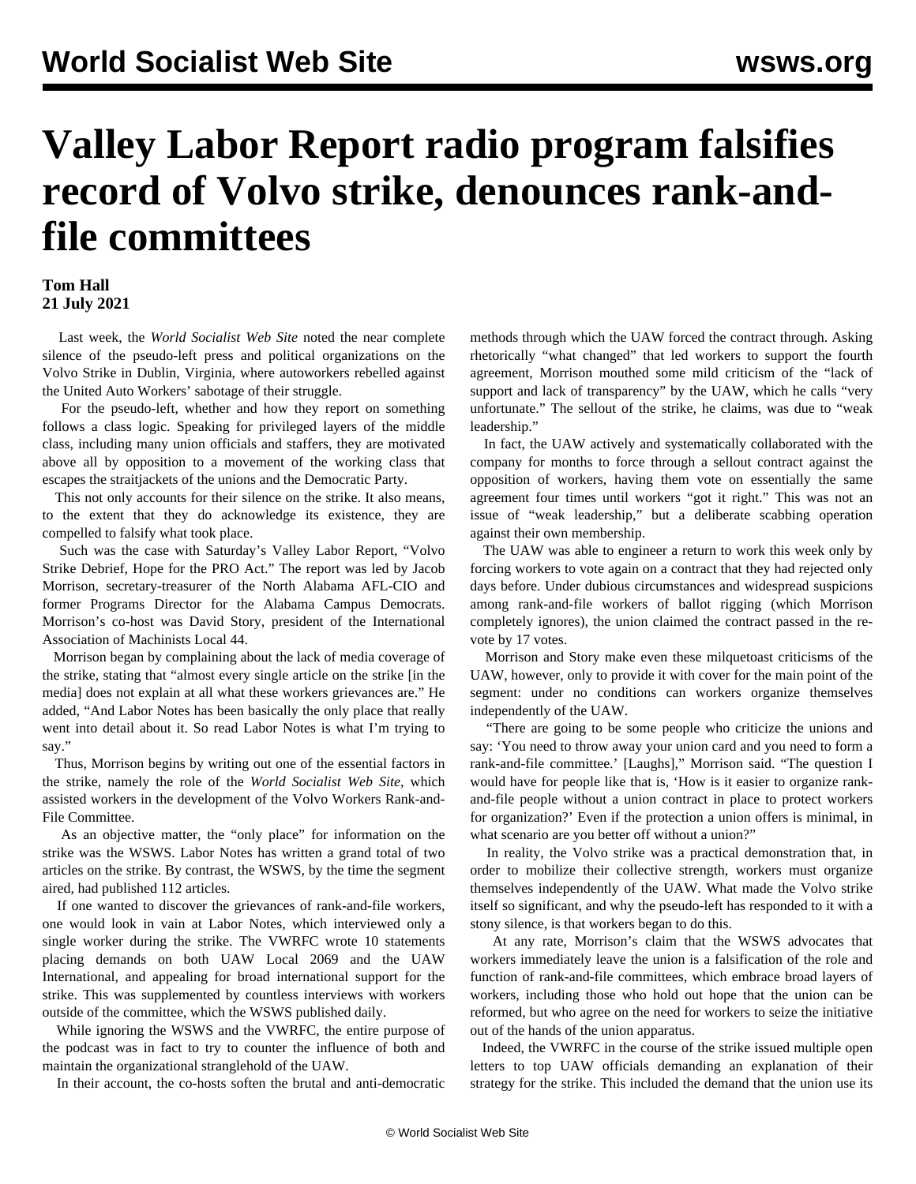# Valley Labor Report radio program falsifies record of Volvo strike, denounces rank-and-file committees

**Tom Hall**
**21 July 2021**

Last week, the *World Socialist Web Site* noted the near complete silence of the pseudo-left press and political organizations on the Volvo Strike in Dublin, Virginia, where autoworkers rebelled against the United Auto Workers' sabotage of their struggle.

For the pseudo-left, whether and how they report on something follows a class logic. Speaking for privileged layers of the middle class, including many union officials and staffers, they are motivated above all by opposition to a movement of the working class that escapes the straitjackets of the unions and the Democratic Party.

This not only accounts for their silence on the strike. It also means, to the extent that they do acknowledge its existence, they are compelled to falsify what took place.

Such was the case with Saturday's Valley Labor Report, "Volvo Strike Debrief, Hope for the PRO Act." The report was led by Jacob Morrison, secretary-treasurer of the North Alabama AFL-CIO and former Programs Director for the Alabama Campus Democrats. Morrison's co-host was David Story, president of the International Association of Machinists Local 44.

Morrison began by complaining about the lack of media coverage of the strike, stating that "almost every single article on the strike [in the media] does not explain at all what these workers grievances are." He added, "And Labor Notes has been basically the only place that really went into detail about it. So read Labor Notes is what I'm trying to say."

Thus, Morrison begins by writing out one of the essential factors in the strike, namely the role of the *World Socialist Web Site*, which assisted workers in the development of the Volvo Workers Rank-and-File Committee.

As an objective matter, the "only place" for information on the strike was the WSWS. Labor Notes has written a grand total of two articles on the strike. By contrast, the WSWS, by the time the segment aired, had published 112 articles.

If one wanted to discover the grievances of rank-and-file workers, one would look in vain at Labor Notes, which interviewed only a single worker during the strike. The VWRFC wrote 10 statements placing demands on both UAW Local 2069 and the UAW International, and appealing for broad international support for the strike. This was supplemented by countless interviews with workers outside of the committee, which the WSWS published daily.

While ignoring the WSWS and the VWRFC, the entire purpose of the podcast was in fact to try to counter the influence of both and maintain the organizational stranglehold of the UAW.

In their account, the co-hosts soften the brutal and anti-democratic methods through which the UAW forced the contract through. Asking rhetorically "what changed" that led workers to support the fourth agreement, Morrison mouthed some mild criticism of the "lack of support and lack of transparency" by the UAW, which he calls "very unfortunate." The sellout of the strike, he claims, was due to "weak leadership."

In fact, the UAW actively and systematically collaborated with the company for months to force through a sellout contract against the opposition of workers, having them vote on essentially the same agreement four times until workers "got it right." This was not an issue of "weak leadership," but a deliberate scabbing operation against their own membership.

The UAW was able to engineer a return to work this week only by forcing workers to vote again on a contract that they had rejected only days before. Under dubious circumstances and widespread suspicions among rank-and-file workers of ballot rigging (which Morrison completely ignores), the union claimed the contract passed in the re-vote by 17 votes.

Morrison and Story make even these milquetoast criticisms of the UAW, however, only to provide it with cover for the main point of the segment: under no conditions can workers organize themselves independently of the UAW.

"There are going to be some people who criticize the unions and say: 'You need to throw away your union card and you need to form a rank-and-file committee.' [Laughs]," Morrison said. "The question I would have for people like that is, 'How is it easier to organize rank-and-file people without a union contract in place to protect workers for organization?' Even if the protection a union offers is minimal, in what scenario are you better off without a union?"

In reality, the Volvo strike was a practical demonstration that, in order to mobilize their collective strength, workers must organize themselves independently of the UAW. What made the Volvo strike itself so significant, and why the pseudo-left has responded to it with a stony silence, is that workers began to do this.

At any rate, Morrison's claim that the WSWS advocates that workers immediately leave the union is a falsification of the role and function of rank-and-file committees, which embrace broad layers of workers, including those who hold out hope that the union can be reformed, but who agree on the need for workers to seize the initiative out of the hands of the union apparatus.

Indeed, the VWRFC in the course of the strike issued multiple open letters to top UAW officials demanding an explanation of their strategy for the strike. This included the demand that the union use its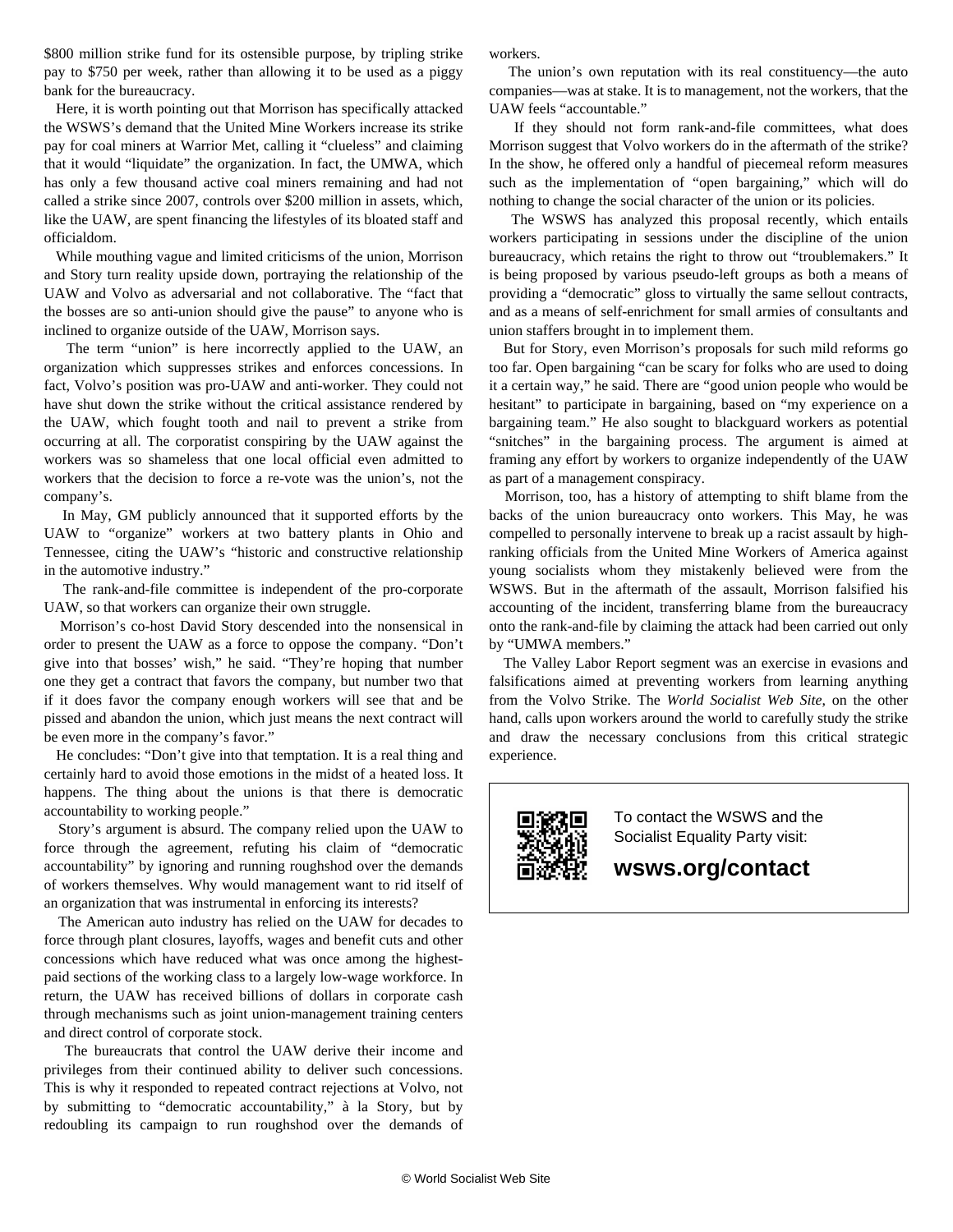$800 million strike fund for its ostensible purpose, by tripling strike pay to $750 per week, rather than allowing it to be used as a piggy bank for the bureaucracy.

Here, it is worth pointing out that Morrison has specifically attacked the WSWS's demand that the United Mine Workers increase its strike pay for coal miners at Warrior Met, calling it "clueless" and claiming that it would "liquidate" the organization. In fact, the UMWA, which has only a few thousand active coal miners remaining and had not called a strike since 2007, controls over $200 million in assets, which, like the UAW, are spent financing the lifestyles of its bloated staff and officialdom.

While mouthing vague and limited criticisms of the union, Morrison and Story turn reality upside down, portraying the relationship of the UAW and Volvo as adversarial and not collaborative. The "fact that the bosses are so anti-union should give the pause" to anyone who is inclined to organize outside of the UAW, Morrison says.

The term "union" is here incorrectly applied to the UAW, an organization which suppresses strikes and enforces concessions. In fact, Volvo's position was pro-UAW and anti-worker. They could not have shut down the strike without the critical assistance rendered by the UAW, which fought tooth and nail to prevent a strike from occurring at all. The corporatist conspiring by the UAW against the workers was so shameless that one local official even admitted to workers that the decision to force a re-vote was the union's, not the company's.

In May, GM publicly announced that it supported efforts by the UAW to "organize" workers at two battery plants in Ohio and Tennessee, citing the UAW's "historic and constructive relationship in the automotive industry."

The rank-and-file committee is independent of the pro-corporate UAW, so that workers can organize their own struggle.

Morrison's co-host David Story descended into the nonsensical in order to present the UAW as a force to oppose the company. "Don't give into that bosses' wish," he said. "They're hoping that number one they get a contract that favors the company, but number two that if it does favor the company enough workers will see that and be pissed and abandon the union, which just means the next contract will be even more in the company's favor."

He concludes: "Don't give into that temptation. It is a real thing and certainly hard to avoid those emotions in the midst of a heated loss. It happens. The thing about the unions is that there is democratic accountability to working people."

Story's argument is absurd. The company relied upon the UAW to force through the agreement, refuting his claim of "democratic accountability" by ignoring and running roughshod over the demands of workers themselves. Why would management want to rid itself of an organization that was instrumental in enforcing its interests?

The American auto industry has relied on the UAW for decades to force through plant closures, layoffs, wages and benefit cuts and other concessions which have reduced what was once among the highest-paid sections of the working class to a largely low-wage workforce. In return, the UAW has received billions of dollars in corporate cash through mechanisms such as joint union-management training centers and direct control of corporate stock.

The bureaucrats that control the UAW derive their income and privileges from their continued ability to deliver such concessions. This is why it responded to repeated contract rejections at Volvo, not by submitting to "democratic accountability," à la Story, but by redoubling its campaign to run roughshod over the demands of workers.

The union's own reputation with its real constituency—the auto companies—was at stake. It is to management, not the workers, that the UAW feels "accountable."

If they should not form rank-and-file committees, what does Morrison suggest that Volvo workers do in the aftermath of the strike? In the show, he offered only a handful of piecemeal reform measures such as the implementation of "open bargaining," which will do nothing to change the social character of the union or its policies.

The WSWS has analyzed this proposal recently, which entails workers participating in sessions under the discipline of the union bureaucracy, which retains the right to throw out "troublemakers." It is being proposed by various pseudo-left groups as both a means of providing a "democratic" gloss to virtually the same sellout contracts, and as a means of self-enrichment for small armies of consultants and union staffers brought in to implement them.

But for Story, even Morrison's proposals for such mild reforms go too far. Open bargaining "can be scary for folks who are used to doing it a certain way," he said. There are "good union people who would be hesitant" to participate in bargaining, based on "my experience on a bargaining team." He also sought to blackguard workers as potential "snitches" in the bargaining process. The argument is aimed at framing any effort by workers to organize independently of the UAW as part of a management conspiracy.

Morrison, too, has a history of attempting to shift blame from the backs of the union bureaucracy onto workers. This May, he was compelled to personally intervene to break up a racist assault by high-ranking officials from the United Mine Workers of America against young socialists whom they mistakenly believed were from the WSWS. But in the aftermath of the assault, Morrison falsified his accounting of the incident, transferring blame from the bureaucracy onto the rank-and-file by claiming the attack had been carried out only by "UMWA members."

The Valley Labor Report segment was an exercise in evasions and falsifications aimed at preventing workers from learning anything from the Volvo Strike. The *World Socialist Web Site*, on the other hand, calls upon workers around the world to carefully study the strike and draw the necessary conclusions from this critical strategic experience.

To contact the WSWS and the Socialist Equality Party visit:

**wsws.org/contact**